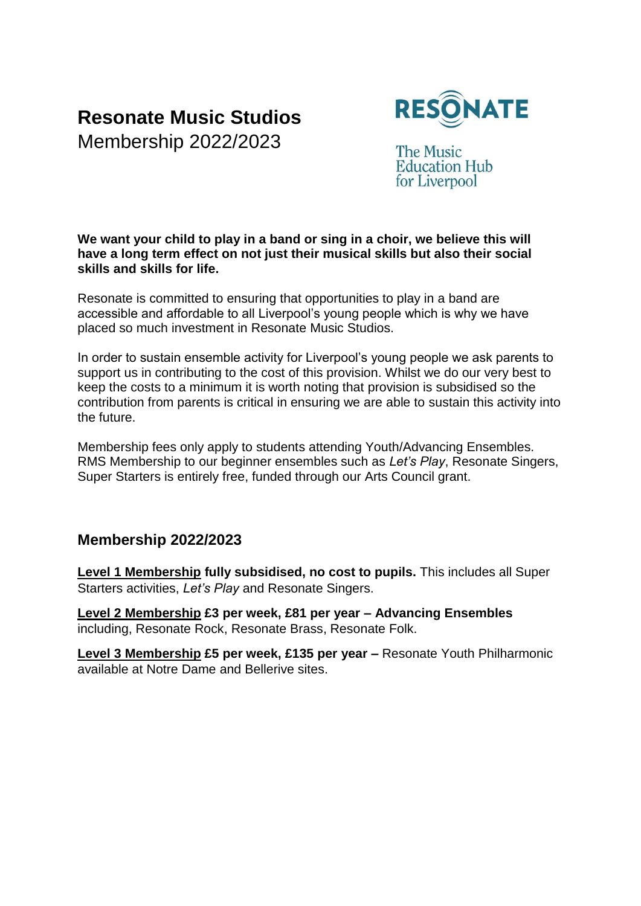# Resonate Music Studios

Membership 2022/2023

RESONATE

The Music Education Hub for Liverpool

**We want your child to play in a band or sing in a choir, we believe this will have a long term effect on not just their musical skills but also their social skills and skills for life.**

Resonate is committed to ensuring that opportunities to play in a band are accessible and affordable to all Liverpool's young people which is why we have placed so much investment in Resonate Music Studios.

In order to sustain ensemble activity for Liverpool's young people we ask parents to support us in contributing to the cost of this provision. Whilst we do our very best to keep the costs to a minimum it is worth noting that provision is subsidised so the contribution from parents is critical in ensuring we are able to sustain this activity into the future.

Membership fees only apply to students attending Youth/Advancing Ensembles. RMS Membership to our beginner ensembles such as *Let's Play*, Resonate Singers, Super Starters is entirely free, funded through our Arts Council grant.

## Membership 2022/2023

**Level 1 Membership fully subsidised, no cost to pupils.** This includes all Super Starters activities, *Let's Play* and Resonate Singers.

**Level 2 Membership £3 per week, £81 per year – Advancing Ensembles** including, Resonate Rock, Resonate Brass, Resonate Folk.

**Level 3 Membership £5 per week, £135 per year –** Resonate Youth Philharmonic available at Notre Dame and Bellerive sites.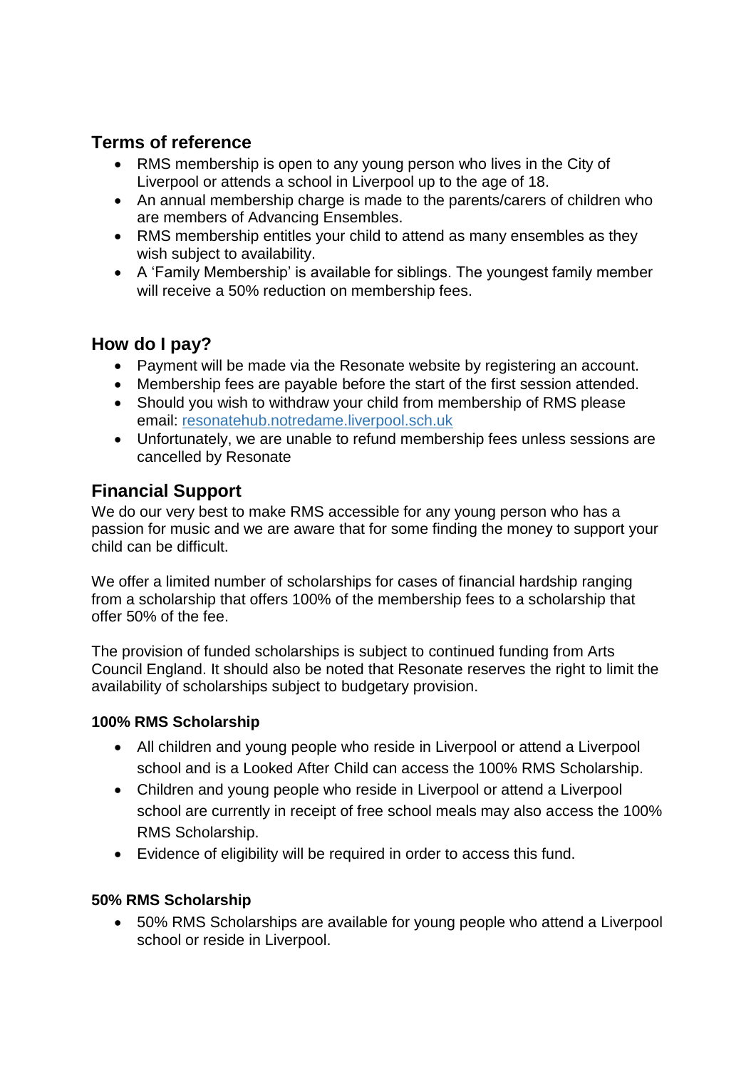## Terms of reference

- RMS membership is open to any young person who lives in the City of Liverpool or attends a school in Liverpool up to the age of 18.
- An annual membership charge is made to the parents/carers of children who are members of Advancing Ensembles.
- RMS membership entitles your child to attend as many ensembles as they wish subject to availability.
- A 'Family Membership' is available for siblings. The youngest family member will receive a 50% reduction on membership fees.

## How do I pay?

- Payment will be made via the Resonate website by registering an account.
- Membership fees are payable before the start of the first session attended.
- Should you wish to withdraw your child from membership of RMS please email: [resonatehub.notredame.liverpool.sch.uk](resonatehub.notredame.liverpool.sch.uk)
- Unfortunately, we are unable to refund membership fees unless sessions are cancelled by Resonate

## Financial Support

We do our very best to make RMS accessible for any young person who has a passion for music and we are aware that for some finding the money to support your child can be difficult.

We offer a limited number of scholarships for cases of financial hardship ranging from a scholarship that offers 100% of the membership fees to a scholarship that offer 50% of the fee.

The provision of funded scholarships is subject to continued funding from Arts Council England. It should also be noted that Resonate reserves the right to limit the availability of scholarships subject to budgetary provision.

**100% RMS Scholarship**

- All children and young people who reside in Liverpool or attend a Liverpool school and is a Looked After Child can access the 100% RMS Scholarship.
- Children and young people who reside in Liverpool or attend a Liverpool school are currently in receipt of free school meals may also access the 100% RMS Scholarship.
- Evidence of eligibility will be required in order to access this fund.

**50% RMS Scholarship**

- 50% RMS Scholarships are available for young people who attend a Liverpool school or reside in Liverpool.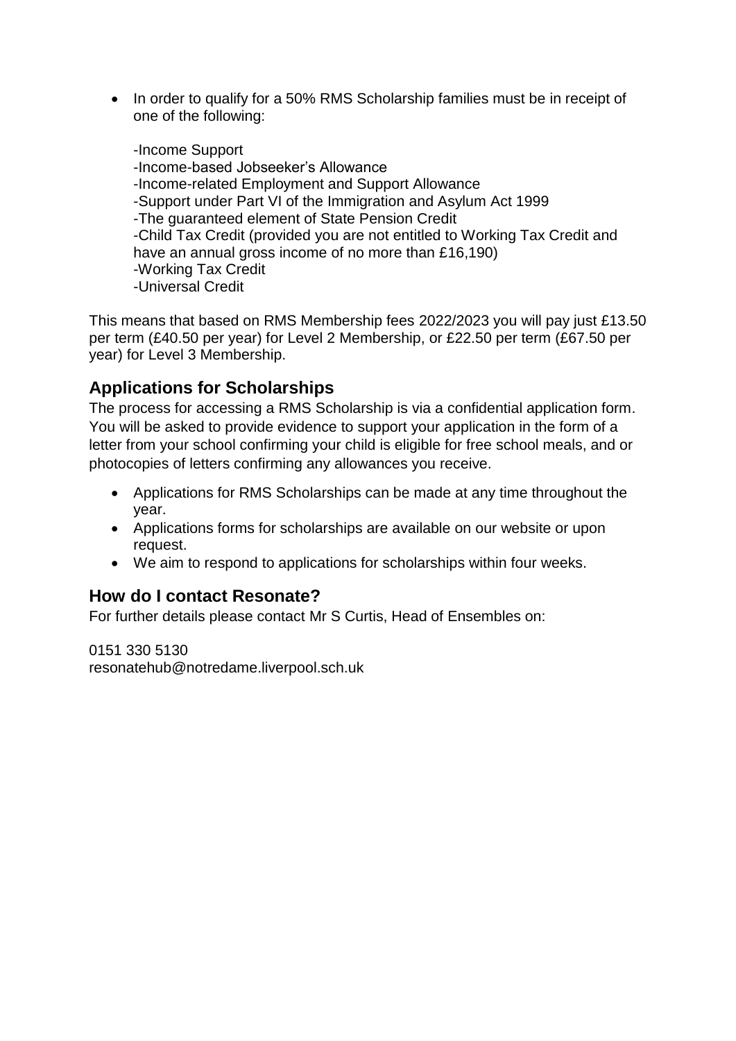- In order to qualify for a 50% RMS Scholarship families must be in receipt of one of the following:

  -Income Support
  -Income-based Jobseeker's Allowance
  -Income-related Employment and Support Allowance
  -Support under Part VI of the Immigration and Asylum Act 1999
  -The guaranteed element of State Pension Credit
  -Child Tax Credit (provided you are not entitled to Working Tax Credit and have an annual gross income of no more than £16,190)
  -Working Tax Credit
  -Universal Credit

This means that based on RMS Membership fees 2022/2023 you will pay just £13.50 per term (£40.50 per year) for Level 2 Membership, or £22.50 per term (£67.50 per year) for Level 3 Membership.

## Applications for Scholarships

The process for accessing a RMS Scholarship is via a confidential application form. You will be asked to provide evidence to support your application in the form of a letter from your school confirming your child is eligible for free school meals, and or photocopies of letters confirming any allowances you receive.

- Applications for RMS Scholarships can be made at any time throughout the year.
- Applications forms for scholarships are available on our website or upon request.
- We aim to respond to applications for scholarships within four weeks.

## How do I contact Resonate?

For further details please contact Mr S Curtis, Head of Ensembles on:

0151 330 5130
resonatehub@notredame.liverpool.sch.uk